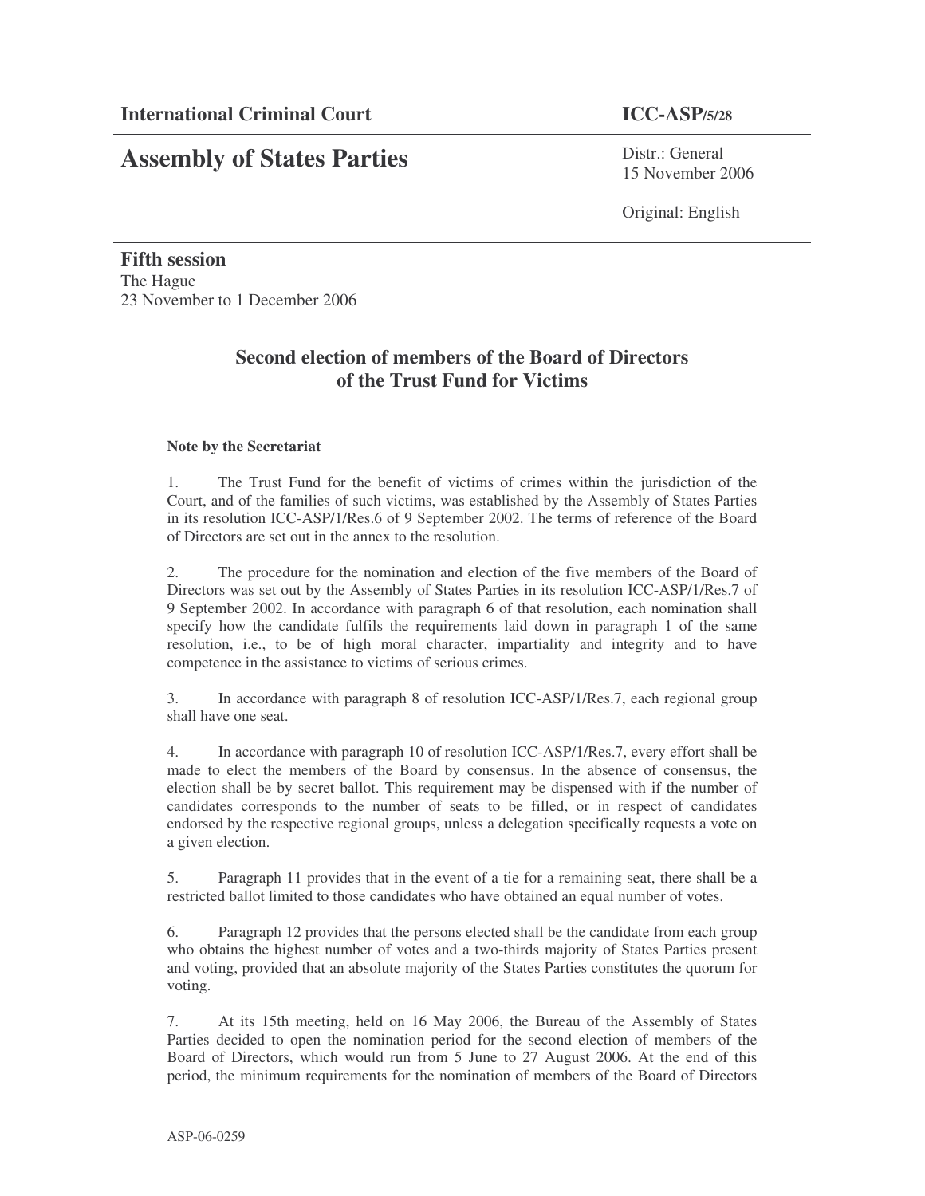**International Criminal Court** **ICC-ASP/5/28**

# Assembly of States Parties

Distr.: General
15 November 2006

Original: English

**Fifth session**
The Hague
23 November to 1 December 2006

## Second election of members of the Board of Directors of the Trust Fund for Victims

**Note by the Secretariat**

1. The Trust Fund for the benefit of victims of crimes within the jurisdiction of the Court, and of the families of such victims, was established by the Assembly of States Parties in its resolution ICC-ASP/1/Res.6 of 9 September 2002. The terms of reference of the Board of Directors are set out in the annex to the resolution.

2. The procedure for the nomination and election of the five members of the Board of Directors was set out by the Assembly of States Parties in its resolution ICC-ASP/1/Res.7 of 9 September 2002. In accordance with paragraph 6 of that resolution, each nomination shall specify how the candidate fulfils the requirements laid down in paragraph 1 of the same resolution, i.e., to be of high moral character, impartiality and integrity and to have competence in the assistance to victims of serious crimes.

3. In accordance with paragraph 8 of resolution ICC-ASP/1/Res.7, each regional group shall have one seat.

4. In accordance with paragraph 10 of resolution ICC-ASP/1/Res.7, every effort shall be made to elect the members of the Board by consensus. In the absence of consensus, the election shall be by secret ballot. This requirement may be dispensed with if the number of candidates corresponds to the number of seats to be filled, or in respect of candidates endorsed by the respective regional groups, unless a delegation specifically requests a vote on a given election.

5. Paragraph 11 provides that in the event of a tie for a remaining seat, there shall be a restricted ballot limited to those candidates who have obtained an equal number of votes.

6. Paragraph 12 provides that the persons elected shall be the candidate from each group who obtains the highest number of votes and a two-thirds majority of States Parties present and voting, provided that an absolute majority of the States Parties constitutes the quorum for voting.

7. At its 15th meeting, held on 16 May 2006, the Bureau of the Assembly of States Parties decided to open the nomination period for the second election of members of the Board of Directors, which would run from 5 June to 27 August 2006. At the end of this period, the minimum requirements for the nomination of members of the Board of Directors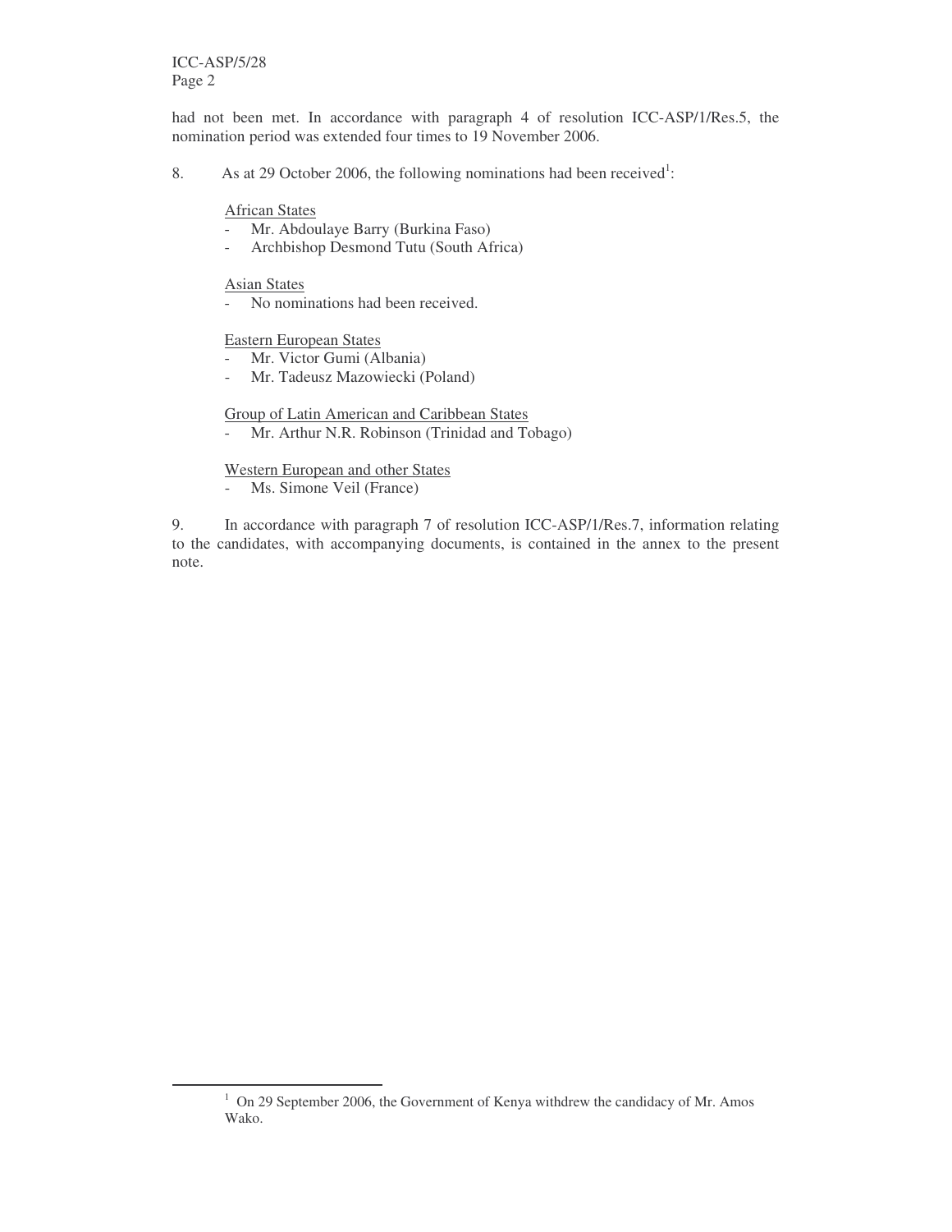had not been met. In accordance with paragraph 4 of resolution ICC-ASP/1/Res.5, the nomination period was extended four times to 19 November 2006.

8. As at 29 October 2006, the following nominations had been received[1]:

African States
- Mr. Abdoulaye Barry (Burkina Faso)
- Archbishop Desmond Tutu (South Africa)

Asian States
- No nominations had been received.

Eastern European States
- Mr. Victor Gumi (Albania)
- Mr. Tadeusz Mazowiecki (Poland)

Group of Latin American and Caribbean States
- Mr. Arthur N.R. Robinson (Trinidad and Tobago)

Western European and other States
- Ms. Simone Veil (France)

9. In accordance with paragraph 7 of resolution ICC-ASP/1/Res.7, information relating to the candidates, with accompanying documents, is contained in the annex to the present note.

---

[1] On 29 September 2006, the Government of Kenya withdrew the candidacy of Mr. Amos Wako.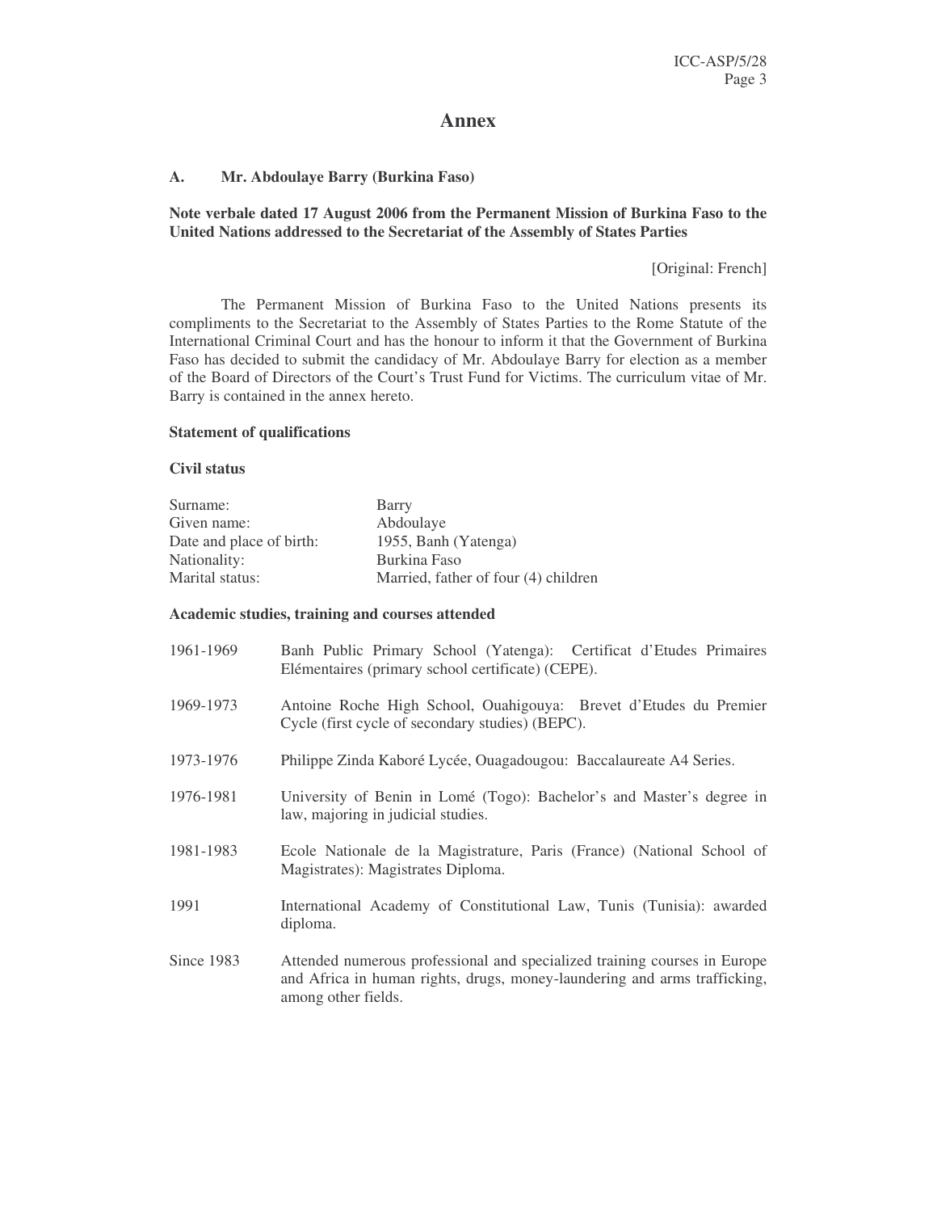# Annex

## A. Mr. Abdoulaye Barry (Burkina Faso)

**Note verbale dated 17 August 2006 from the Permanent Mission of Burkina Faso to the United Nations addressed to the Secretariat of the Assembly of States Parties**

[Original: French]

The Permanent Mission of Burkina Faso to the United Nations presents its compliments to the Secretariat to the Assembly of States Parties to the Rome Statute of the International Criminal Court and has the honour to inform it that the Government of Burkina Faso has decided to submit the candidacy of Mr. Abdoulaye Barry for election as a member of the Board of Directors of the Court's Trust Fund for Victims. The curriculum vitae of Mr. Barry is contained in the annex hereto.

**Statement of qualifications**

**Civil status**

| | |
|---|---|
| Surname: | Barry |
| Given name: | Abdoulaye |
| Date and place of birth: | 1955, Banh (Yatenga) |
| Nationality: | Burkina Faso |
| Marital status: | Married, father of four (4) children |

**Academic studies, training and courses attended**

| | |
|---|---|
| 1961-1969 | Banh Public Primary School (Yatenga): Certificat d'Etudes Primaires Elémentaires (primary school certificate) (CEPE). |
| 1969-1973 | Antoine Roche High School, Ouahigouya: Brevet d'Etudes du Premier Cycle (first cycle of secondary studies) (BEPC). |
| 1973-1976 | Philippe Zinda Kaboré Lycée, Ouagadougou: Baccalaureate A4 Series. |
| 1976-1981 | University of Benin in Lomé (Togo): Bachelor's and Master's degree in law, majoring in judicial studies. |
| 1981-1983 | Ecole Nationale de la Magistrature, Paris (France) (National School of Magistrates): Magistrates Diploma. |
| 1991 | International Academy of Constitutional Law, Tunis (Tunisia): awarded diploma. |
| Since 1983 | Attended numerous professional and specialized training courses in Europe and Africa in human rights, drugs, money-laundering and arms trafficking, among other fields. |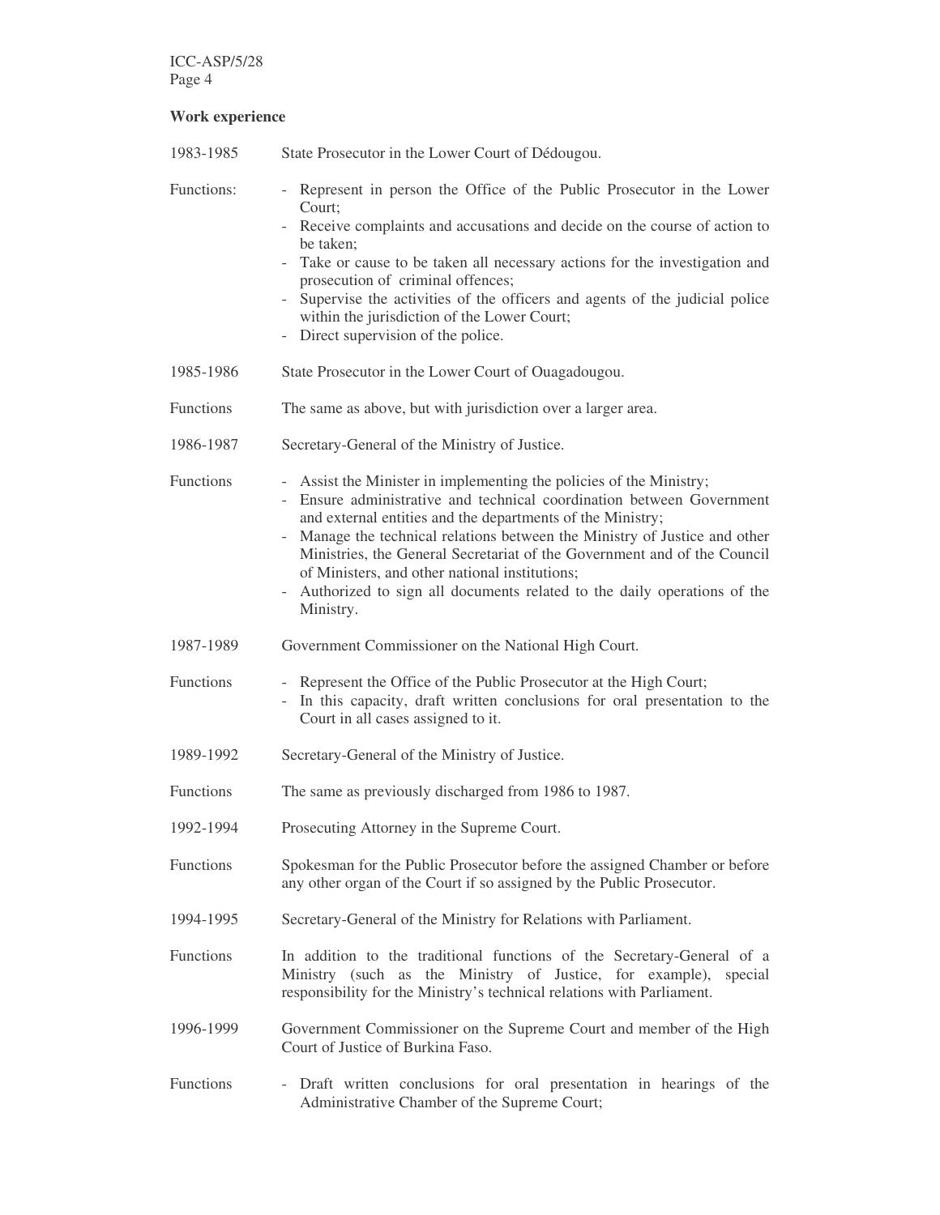**Work experience**

1983-1985 State Prosecutor in the Lower Court of Dédougou.

Functions:
- Represent in person the Office of the Public Prosecutor in the Lower Court;
- Receive complaints and accusations and decide on the course of action to be taken;
- Take or cause to be taken all necessary actions for the investigation and prosecution of criminal offences;
- Supervise the activities of the officers and agents of the judicial police within the jurisdiction of the Lower Court;
- Direct supervision of the police.

1985-1986 State Prosecutor in the Lower Court of Ouagadougou.

Functions The same as above, but with jurisdiction over a larger area.

1986-1987 Secretary-General of the Ministry of Justice.

Functions
- Assist the Minister in implementing the policies of the Ministry;
- Ensure administrative and technical coordination between Government and external entities and the departments of the Ministry;
- Manage the technical relations between the Ministry of Justice and other Ministries, the General Secretariat of the Government and of the Council of Ministers, and other national institutions;
- Authorized to sign all documents related to the daily operations of the Ministry.

1987-1989 Government Commissioner on the National High Court.

Functions
- Represent the Office of the Public Prosecutor at the High Court;
- In this capacity, draft written conclusions for oral presentation to the Court in all cases assigned to it.

1989-1992 Secretary-General of the Ministry of Justice.

Functions The same as previously discharged from 1986 to 1987.

1992-1994 Prosecuting Attorney in the Supreme Court.

Functions Spokesman for the Public Prosecutor before the assigned Chamber or before any other organ of the Court if so assigned by the Public Prosecutor.

1994-1995 Secretary-General of the Ministry for Relations with Parliament.

Functions In addition to the traditional functions of the Secretary-General of a Ministry (such as the Ministry of Justice, for example), special responsibility for the Ministry's technical relations with Parliament.

1996-1999 Government Commissioner on the Supreme Court and member of the High Court of Justice of Burkina Faso.

Functions
- Draft written conclusions for oral presentation in hearings of the Administrative Chamber of the Supreme Court;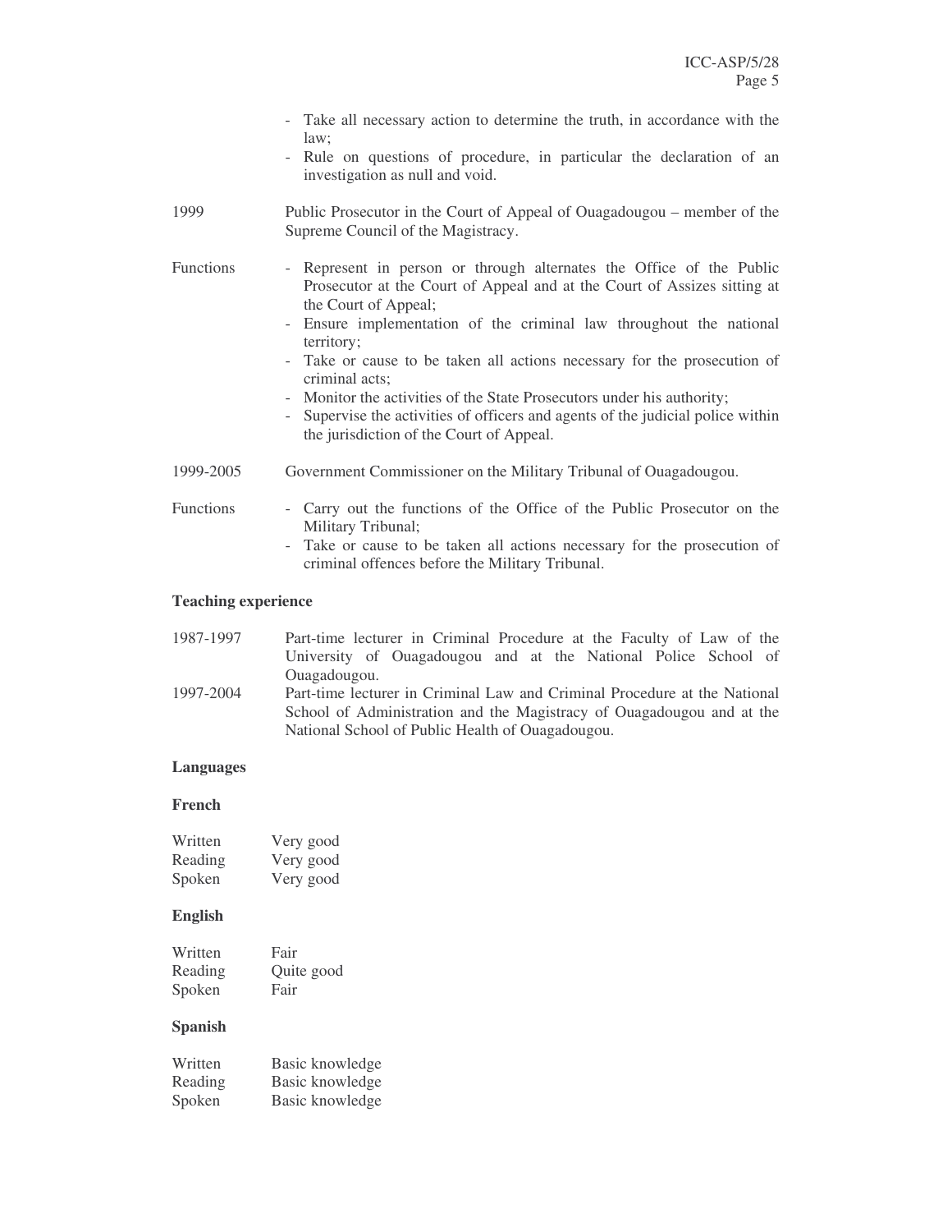- Take all necessary action to determine the truth, in accordance with the law;
- Rule on questions of procedure, in particular the declaration of an investigation as null and void.

1999 Public Prosecutor in the Court of Appeal of Ouagadougou – member of the Supreme Council of the Magistracy.

Functions

- Represent in person or through alternates the Office of the Public Prosecutor at the Court of Appeal and at the Court of Assizes sitting at the Court of Appeal;
- Ensure implementation of the criminal law throughout the national territory;
- Take or cause to be taken all actions necessary for the prosecution of criminal acts;
- Monitor the activities of the State Prosecutors under his authority;
- Supervise the activities of officers and agents of the judicial police within the jurisdiction of the Court of Appeal.

1999-2005 Government Commissioner on the Military Tribunal of Ouagadougou.

Functions

- Carry out the functions of the Office of the Public Prosecutor on the Military Tribunal;
- Take or cause to be taken all actions necessary for the prosecution of criminal offences before the Military Tribunal.

**Teaching experience**

1987-1997 Part-time lecturer in Criminal Procedure at the Faculty of Law of the University of Ouagadougou and at the National Police School of Ouagadougou.

1997-2004 Part-time lecturer in Criminal Law and Criminal Procedure at the National School of Administration and the Magistracy of Ouagadougou and at the National School of Public Health of Ouagadougou.

**Languages**

**French**

| | |
|---|---|
| Written | Very good |
| Reading | Very good |
| Spoken | Very good |

**English**

| | |
|---|---|
| Written | Fair |
| Reading | Quite good |
| Spoken | Fair |

**Spanish**

| | |
|---|---|
| Written | Basic knowledge |
| Reading | Basic knowledge |
| Spoken | Basic knowledge |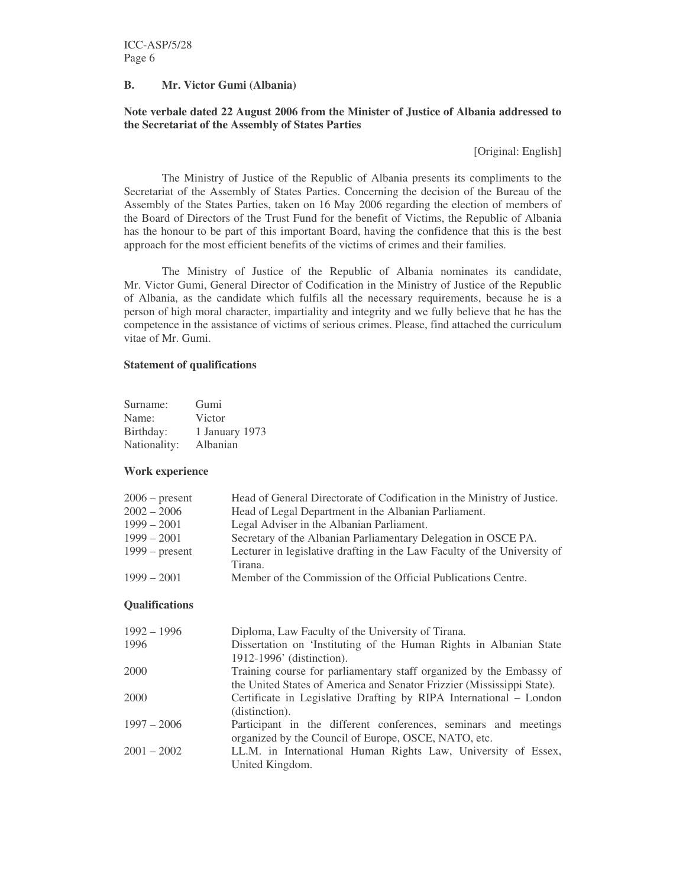## B. Mr. Victor Gumi (Albania)

**Note verbale dated 22 August 2006 from the Minister of Justice of Albania addressed to the Secretariat of the Assembly of States Parties**

[Original: English]

The Ministry of Justice of the Republic of Albania presents its compliments to the Secretariat of the Assembly of States Parties. Concerning the decision of the Bureau of the Assembly of the States Parties, taken on 16 May 2006 regarding the election of members of the Board of Directors of the Trust Fund for the benefit of Victims, the Republic of Albania has the honour to be part of this important Board, having the confidence that this is the best approach for the most efficient benefits of the victims of crimes and their families.

The Ministry of Justice of the Republic of Albania nominates its candidate, Mr. Victor Gumi, General Director of Codification in the Ministry of Justice of the Republic of Albania, as the candidate which fulfils all the necessary requirements, because he is a person of high moral character, impartiality and integrity and we fully believe that he has the competence in the assistance of victims of serious crimes. Please, find attached the curriculum vitae of Mr. Gumi.

**Statement of qualifications**

| | |
|---|---|
| Surname: | Gumi |
| Name: | Victor |
| Birthday: | 1 January 1973 |
| Nationality: | Albanian |

**Work experience**

| | |
|---|---|
| 2006 – present | Head of General Directorate of Codification in the Ministry of Justice. |
| 2002 – 2006 | Head of Legal Department in the Albanian Parliament. |
| 1999 – 2001 | Legal Adviser in the Albanian Parliament. |
| 1999 – 2001 | Secretary of the Albanian Parliamentary Delegation in OSCE PA. |
| 1999 – present | Lecturer in legislative drafting in the Law Faculty of the University of Tirana. |
| 1999 – 2001 | Member of the Commission of the Official Publications Centre. |

**Qualifications**

| | |
|---|---|
| 1992 – 1996 | Diploma, Law Faculty of the University of Tirana. |
| 1996 | Dissertation on 'Instituting of the Human Rights in Albanian State 1912-1996' (distinction). |
| 2000 | Training course for parliamentary staff organized by the Embassy of the United States of America and Senator Frizzier (Mississippi State). |
| 2000 | Certificate in Legislative Drafting by RIPA International – London (distinction). |
| 1997 – 2006 | Participant in the different conferences, seminars and meetings organized by the Council of Europe, OSCE, NATO, etc. |
| 2001 – 2002 | LL.M. in International Human Rights Law, University of Essex, United Kingdom. |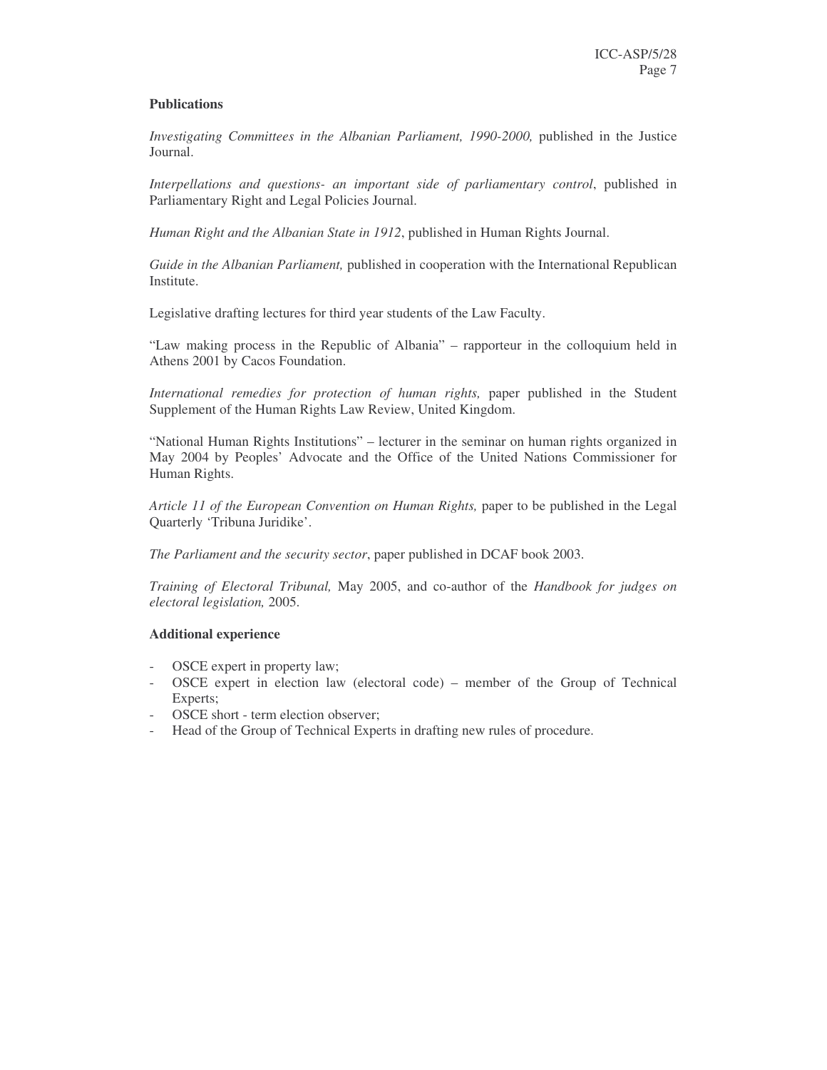**Publications**

*Investigating Committees in the Albanian Parliament, 1990-2000,* published in the Justice Journal.

*Interpellations and questions- an important side of parliamentary control*, published in Parliamentary Right and Legal Policies Journal.

*Human Right and the Albanian State in 1912*, published in Human Rights Journal.

*Guide in the Albanian Parliament,* published in cooperation with the International Republican Institute.

Legislative drafting lectures for third year students of the Law Faculty.

"Law making process in the Republic of Albania" – rapporteur in the colloquium held in Athens 2001 by Cacos Foundation.

*International remedies for protection of human rights,* paper published in the Student Supplement of the Human Rights Law Review, United Kingdom.

"National Human Rights Institutions" – lecturer in the seminar on human rights organized in May 2004 by Peoples' Advocate and the Office of the United Nations Commissioner for Human Rights.

*Article 11 of the European Convention on Human Rights,* paper to be published in the Legal Quarterly 'Tribuna Juridike'.

*The Parliament and the security sector*, paper published in DCAF book 2003.

*Training of Electoral Tribunal,* May 2005, and co-author of the *Handbook for judges on electoral legislation,* 2005.

**Additional experience**

- OSCE expert in property law;
- OSCE expert in election law (electoral code) – member of the Group of Technical Experts;
- OSCE short - term election observer;
- Head of the Group of Technical Experts in drafting new rules of procedure.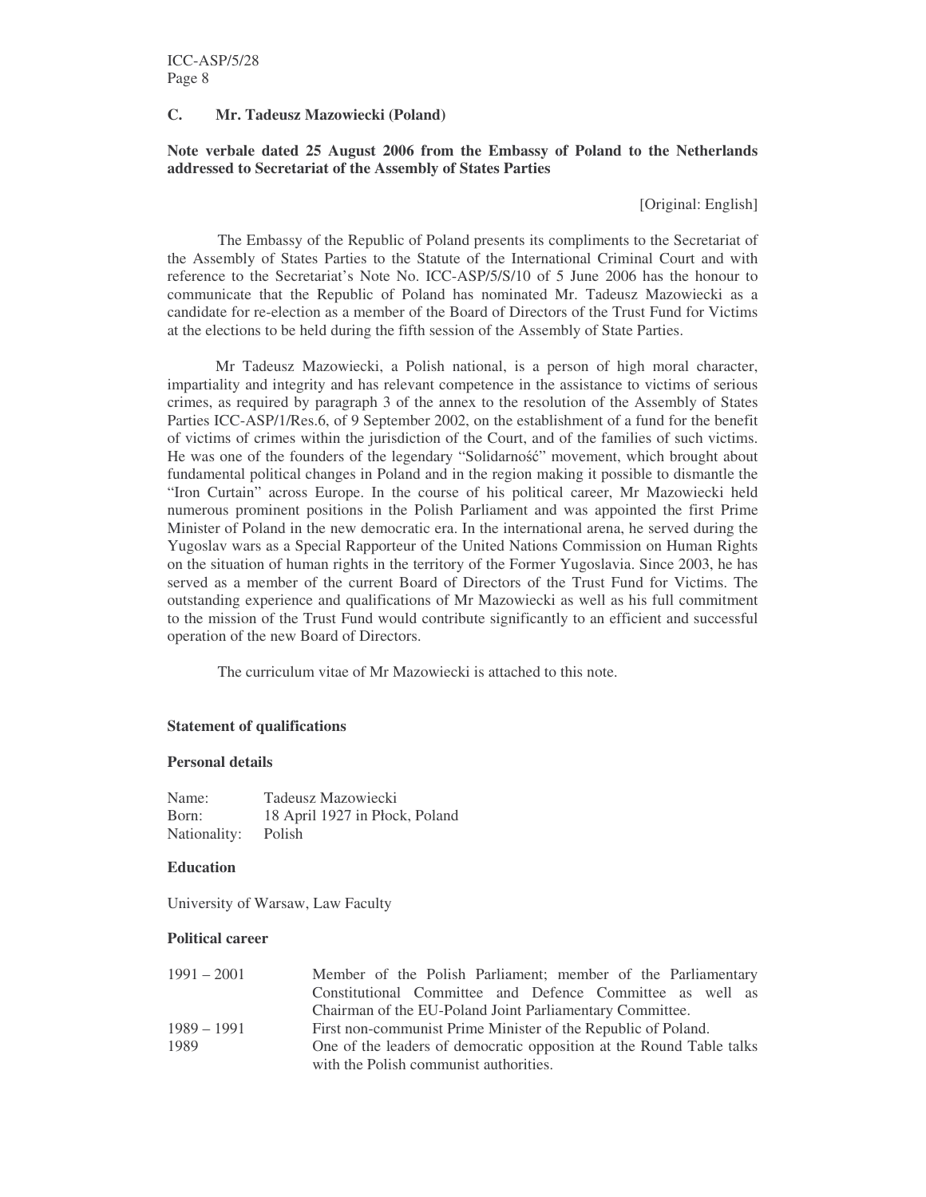### C. Mr. Tadeusz Mazowiecki (Poland)

**Note verbale dated 25 August 2006 from the Embassy of Poland to the Netherlands addressed to Secretariat of the Assembly of States Parties**

[Original: English]

The Embassy of the Republic of Poland presents its compliments to the Secretariat of the Assembly of States Parties to the Statute of the International Criminal Court and with reference to the Secretariat's Note No. ICC-ASP/5/S/10 of 5 June 2006 has the honour to communicate that the Republic of Poland has nominated Mr. Tadeusz Mazowiecki as a candidate for re-election as a member of the Board of Directors of the Trust Fund for Victims at the elections to be held during the fifth session of the Assembly of State Parties.

Mr Tadeusz Mazowiecki, a Polish national, is a person of high moral character, impartiality and integrity and has relevant competence in the assistance to victims of serious crimes, as required by paragraph 3 of the annex to the resolution of the Assembly of States Parties ICC-ASP/1/Res.6, of 9 September 2002, on the establishment of a fund for the benefit of victims of crimes within the jurisdiction of the Court, and of the families of such victims. He was one of the founders of the legendary "Solidarność" movement, which brought about fundamental political changes in Poland and in the region making it possible to dismantle the "Iron Curtain" across Europe. In the course of his political career, Mr Mazowiecki held numerous prominent positions in the Polish Parliament and was appointed the first Prime Minister of Poland in the new democratic era. In the international arena, he served during the Yugoslav wars as a Special Rapporteur of the United Nations Commission on Human Rights on the situation of human rights in the territory of the Former Yugoslavia. Since 2003, he has served as a member of the current Board of Directors of the Trust Fund for Victims. The outstanding experience and qualifications of Mr Mazowiecki as well as his full commitment to the mission of the Trust Fund would contribute significantly to an efficient and successful operation of the new Board of Directors.

The curriculum vitae of Mr Mazowiecki is attached to this note.

**Statement of qualifications**

**Personal details**

Name: Tadeusz Mazowiecki
Born: 18 April 1927 in Płock, Poland
Nationality: Polish

**Education**

University of Warsaw, Law Faculty

**Political career**

| | |
|---|---|
| 1991 – 2001 | Member of the Polish Parliament; member of the Parliamentary Constitutional Committee and Defence Committee as well as Chairman of the EU-Poland Joint Parliamentary Committee. |
| 1989 – 1991 | First non-communist Prime Minister of the Republic of Poland. |
| 1989 | One of the leaders of democratic opposition at the Round Table talks with the Polish communist authorities. |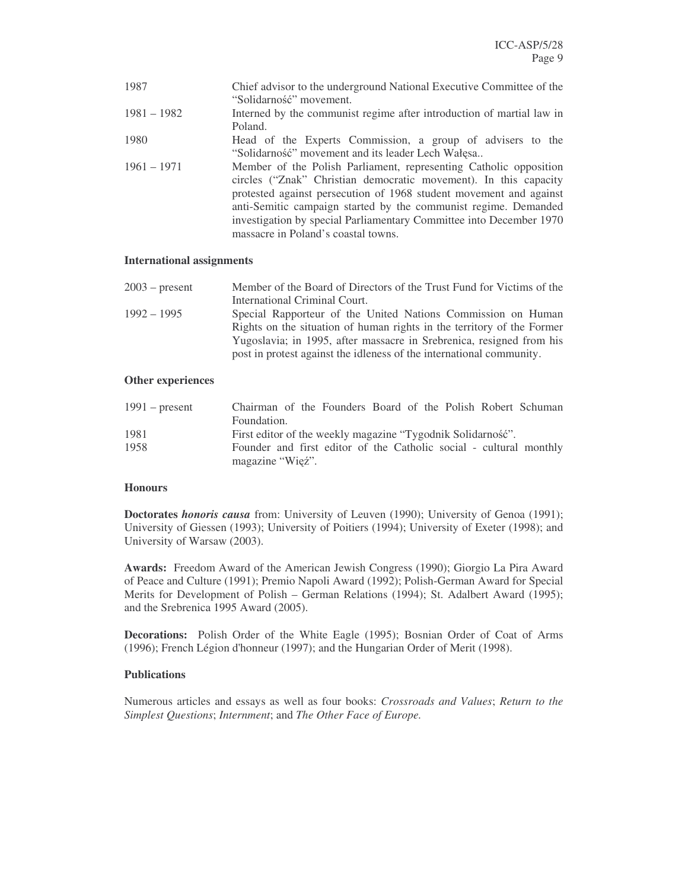| | |
|---|---|
| 1987 | Chief advisor to the underground National Executive Committee of the "Solidarność" movement. |
| 1981 – 1982 | Interned by the communist regime after introduction of martial law in Poland. |
| 1980 | Head of the Experts Commission, a group of advisers to the "Solidarność" movement and its leader Lech Wałęsa.. |
| 1961 – 1971 | Member of the Polish Parliament, representing Catholic opposition circles ("Znak" Christian democratic movement). In this capacity protested against persecution of 1968 student movement and against anti-Semitic campaign started by the communist regime. Demanded investigation by special Parliamentary Committee into December 1970 massacre in Poland's coastal towns. |

**International assignments**

| | |
|---|---|
| 2003 – present | Member of the Board of Directors of the Trust Fund for Victims of the International Criminal Court. |
| 1992 – 1995 | Special Rapporteur of the United Nations Commission on Human Rights on the situation of human rights in the territory of the Former Yugoslavia; in 1995, after massacre in Srebrenica, resigned from his post in protest against the idleness of the international community. |

**Other experiences**

| | |
|---|---|
| 1991 – present | Chairman of the Founders Board of the Polish Robert Schuman Foundation. |
| 1981 | First editor of the weekly magazine "Tygodnik Solidarność". |
| 1958 | Founder and first editor of the Catholic social - cultural monthly magazine "Więź". |

**Honours**

**Doctorates *honoris causa*** from: University of Leuven (1990); University of Genoa (1991); University of Giessen (1993); University of Poitiers (1994); University of Exeter (1998); and University of Warsaw (2003).

**Awards:** Freedom Award of the American Jewish Congress (1990); Giorgio La Pira Award of Peace and Culture (1991); Premio Napoli Award (1992); Polish-German Award for Special Merits for Development of Polish – German Relations (1994); St. Adalbert Award (1995); and the Srebrenica 1995 Award (2005).

**Decorations:** Polish Order of the White Eagle (1995); Bosnian Order of Coat of Arms (1996); French Légion d'honneur (1997); and the Hungarian Order of Merit (1998).

**Publications**

Numerous articles and essays as well as four books: *Crossroads and Values*; *Return to the Simplest Questions*; *Internment*; and *The Other Face of Europe.*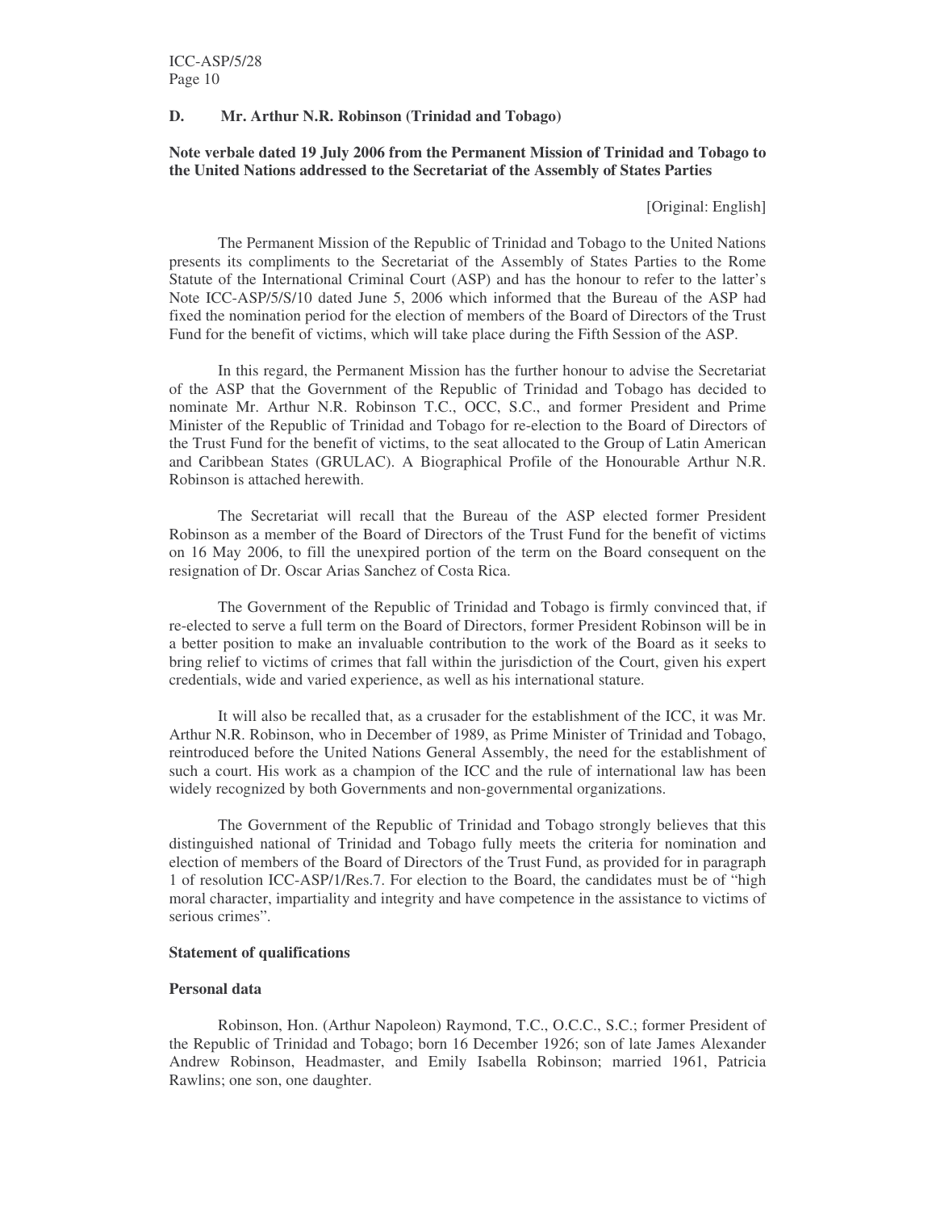### D. Mr. Arthur N.R. Robinson (Trinidad and Tobago)

**Note verbale dated 19 July 2006 from the Permanent Mission of Trinidad and Tobago to the United Nations addressed to the Secretariat of the Assembly of States Parties**

[Original: English]

The Permanent Mission of the Republic of Trinidad and Tobago to the United Nations presents its compliments to the Secretariat of the Assembly of States Parties to the Rome Statute of the International Criminal Court (ASP) and has the honour to refer to the latter's Note ICC-ASP/5/S/10 dated June 5, 2006 which informed that the Bureau of the ASP had fixed the nomination period for the election of members of the Board of Directors of the Trust Fund for the benefit of victims, which will take place during the Fifth Session of the ASP.

In this regard, the Permanent Mission has the further honour to advise the Secretariat of the ASP that the Government of the Republic of Trinidad and Tobago has decided to nominate Mr. Arthur N.R. Robinson T.C., OCC, S.C., and former President and Prime Minister of the Republic of Trinidad and Tobago for re-election to the Board of Directors of the Trust Fund for the benefit of victims, to the seat allocated to the Group of Latin American and Caribbean States (GRULAC). A Biographical Profile of the Honourable Arthur N.R. Robinson is attached herewith.

The Secretariat will recall that the Bureau of the ASP elected former President Robinson as a member of the Board of Directors of the Trust Fund for the benefit of victims on 16 May 2006, to fill the unexpired portion of the term on the Board consequent on the resignation of Dr. Oscar Arias Sanchez of Costa Rica.

The Government of the Republic of Trinidad and Tobago is firmly convinced that, if re-elected to serve a full term on the Board of Directors, former President Robinson will be in a better position to make an invaluable contribution to the work of the Board as it seeks to bring relief to victims of crimes that fall within the jurisdiction of the Court, given his expert credentials, wide and varied experience, as well as his international stature.

It will also be recalled that, as a crusader for the establishment of the ICC, it was Mr. Arthur N.R. Robinson, who in December of 1989, as Prime Minister of Trinidad and Tobago, reintroduced before the United Nations General Assembly, the need for the establishment of such a court. His work as a champion of the ICC and the rule of international law has been widely recognized by both Governments and non-governmental organizations.

The Government of the Republic of Trinidad and Tobago strongly believes that this distinguished national of Trinidad and Tobago fully meets the criteria for nomination and election of members of the Board of Directors of the Trust Fund, as provided for in paragraph 1 of resolution ICC-ASP/1/Res.7. For election to the Board, the candidates must be of "high moral character, impartiality and integrity and have competence in the assistance to victims of serious crimes".

**Statement of qualifications**

**Personal data**

Robinson, Hon. (Arthur Napoleon) Raymond, T.C., O.C.C., S.C.; former President of the Republic of Trinidad and Tobago; born 16 December 1926; son of late James Alexander Andrew Robinson, Headmaster, and Emily Isabella Robinson; married 1961, Patricia Rawlins; one son, one daughter.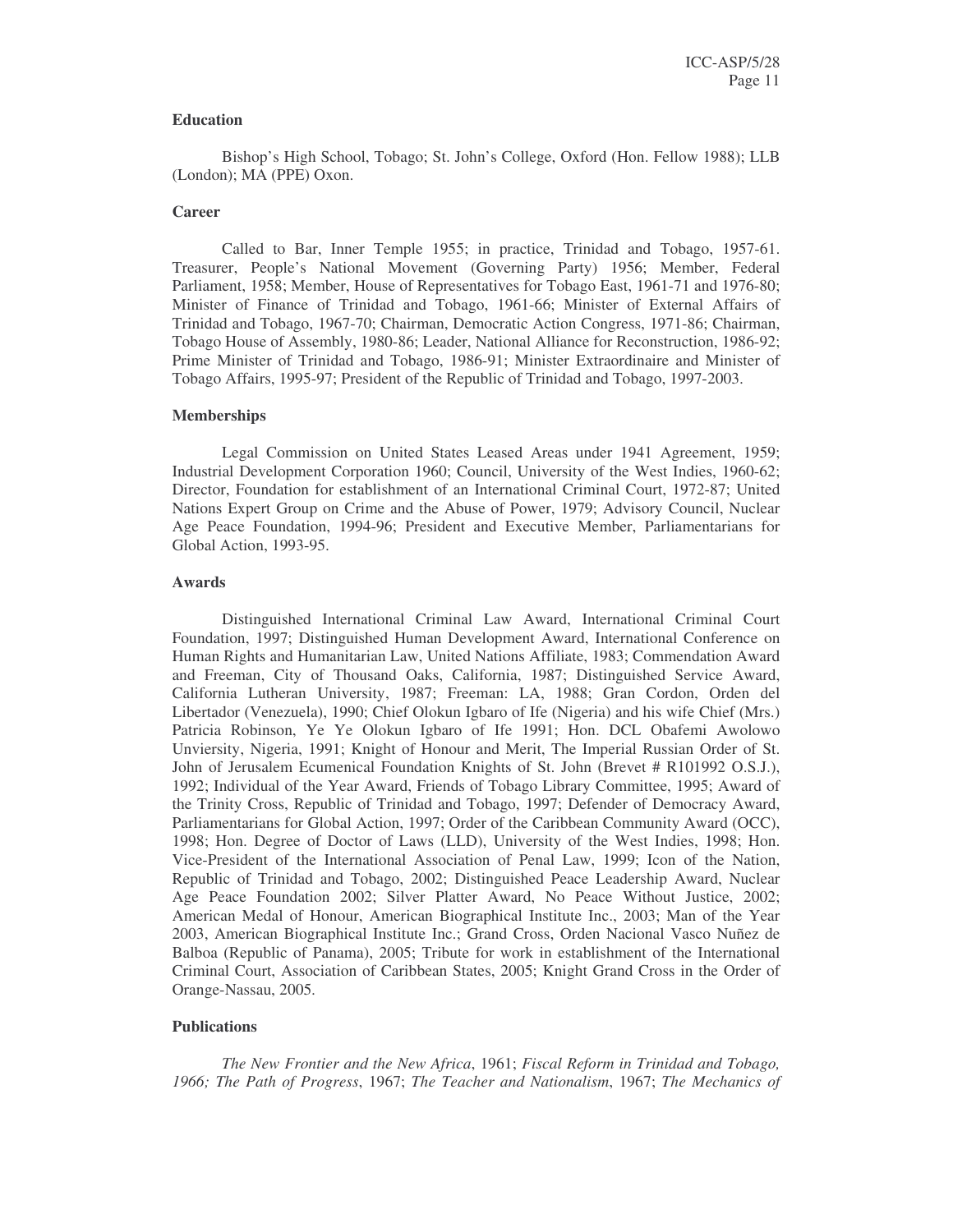**Education**

Bishop's High School, Tobago; St. John's College, Oxford (Hon. Fellow 1988); LLB (London); MA (PPE) Oxon.

**Career**

Called to Bar, Inner Temple 1955; in practice, Trinidad and Tobago, 1957-61. Treasurer, People's National Movement (Governing Party) 1956; Member, Federal Parliament, 1958; Member, House of Representatives for Tobago East, 1961-71 and 1976-80; Minister of Finance of Trinidad and Tobago, 1961-66; Minister of External Affairs of Trinidad and Tobago, 1967-70; Chairman, Democratic Action Congress, 1971-86; Chairman, Tobago House of Assembly, 1980-86; Leader, National Alliance for Reconstruction, 1986-92; Prime Minister of Trinidad and Tobago, 1986-91; Minister Extraordinaire and Minister of Tobago Affairs, 1995-97; President of the Republic of Trinidad and Tobago, 1997-2003.

**Memberships**

Legal Commission on United States Leased Areas under 1941 Agreement, 1959; Industrial Development Corporation 1960; Council, University of the West Indies, 1960-62; Director, Foundation for establishment of an International Criminal Court, 1972-87; United Nations Expert Group on Crime and the Abuse of Power, 1979; Advisory Council, Nuclear Age Peace Foundation, 1994-96; President and Executive Member, Parliamentarians for Global Action, 1993-95.

**Awards**

Distinguished International Criminal Law Award, International Criminal Court Foundation, 1997; Distinguished Human Development Award, International Conference on Human Rights and Humanitarian Law, United Nations Affiliate, 1983; Commendation Award and Freeman, City of Thousand Oaks, California, 1987; Distinguished Service Award, California Lutheran University, 1987; Freeman: LA, 1988; Gran Cordon, Orden del Libertador (Venezuela), 1990; Chief Olokun Igbaro of Ife (Nigeria) and his wife Chief (Mrs.) Patricia Robinson, Ye Ye Olokun Igbaro of Ife 1991; Hon. DCL Obafemi Awolowo Unviersity, Nigeria, 1991; Knight of Honour and Merit, The Imperial Russian Order of St. John of Jerusalem Ecumenical Foundation Knights of St. John (Brevet # R101992 O.S.J.), 1992; Individual of the Year Award, Friends of Tobago Library Committee, 1995; Award of the Trinity Cross, Republic of Trinidad and Tobago, 1997; Defender of Democracy Award, Parliamentarians for Global Action, 1997; Order of the Caribbean Community Award (OCC), 1998; Hon. Degree of Doctor of Laws (LLD), University of the West Indies, 1998; Hon. Vice-President of the International Association of Penal Law, 1999; Icon of the Nation, Republic of Trinidad and Tobago, 2002; Distinguished Peace Leadership Award, Nuclear Age Peace Foundation 2002; Silver Platter Award, No Peace Without Justice, 2002; American Medal of Honour, American Biographical Institute Inc., 2003; Man of the Year 2003, American Biographical Institute Inc.; Grand Cross, Orden Nacional Vasco Nuñez de Balboa (Republic of Panama), 2005; Tribute for work in establishment of the International Criminal Court, Association of Caribbean States, 2005; Knight Grand Cross in the Order of Orange-Nassau, 2005.

**Publications**

*The New Frontier and the New Africa*, 1961; *Fiscal Reform in Trinidad and Tobago, 1966; The Path of Progress*, 1967; *The Teacher and Nationalism*, 1967; *The Mechanics of*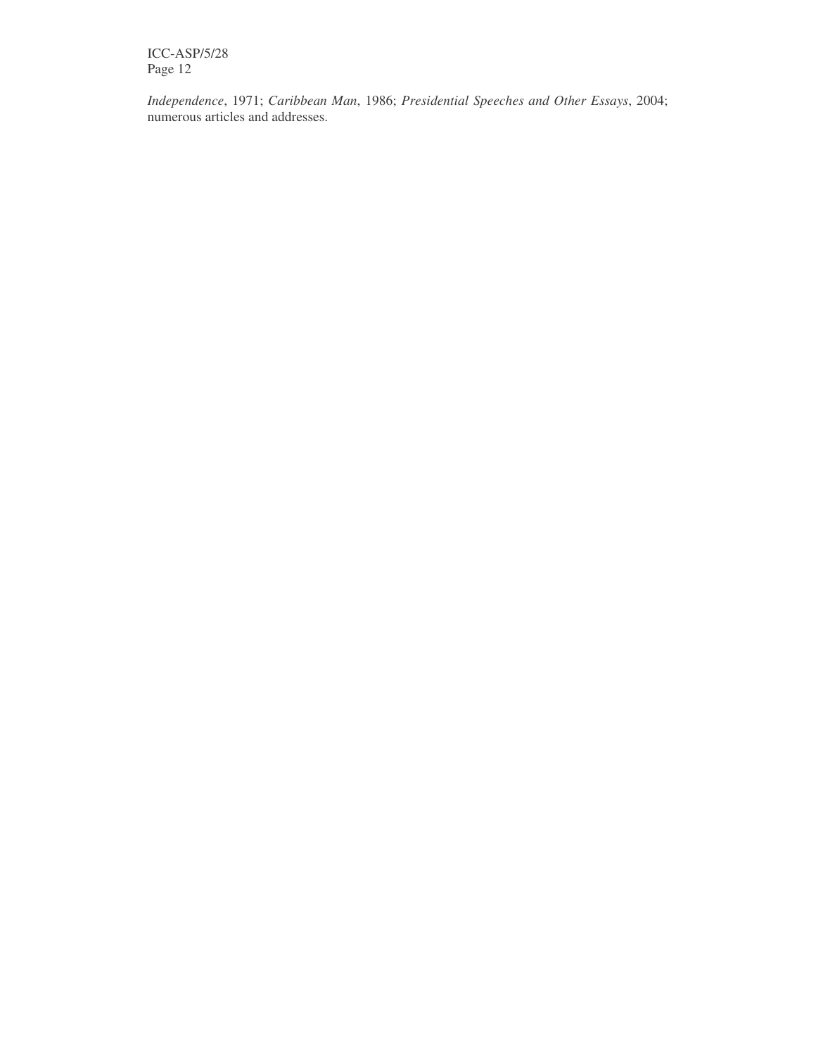*Independence*, 1971; *Caribbean Man*, 1986; *Presidential Speeches and Other Essays*, 2004; numerous articles and addresses.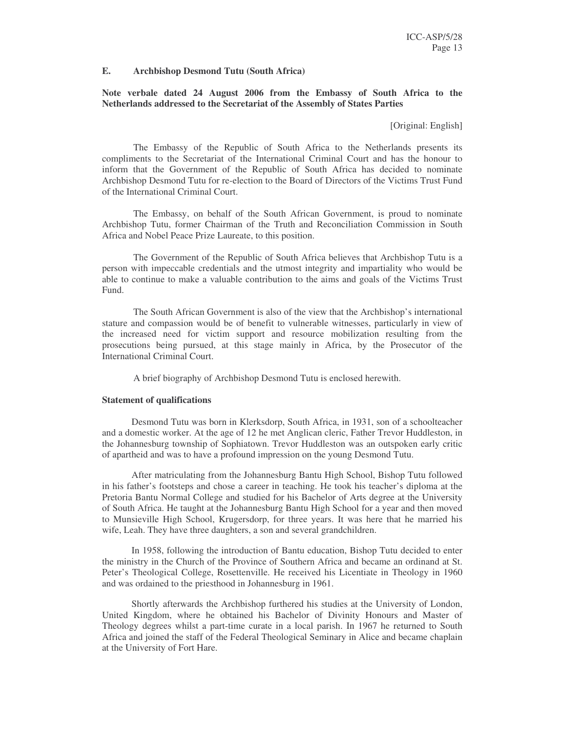### E. Archbishop Desmond Tutu (South Africa)

**Note verbale dated 24 August 2006 from the Embassy of South Africa to the Netherlands addressed to the Secretariat of the Assembly of States Parties**

[Original: English]

The Embassy of the Republic of South Africa to the Netherlands presents its compliments to the Secretariat of the International Criminal Court and has the honour to inform that the Government of the Republic of South Africa has decided to nominate Archbishop Desmond Tutu for re-election to the Board of Directors of the Victims Trust Fund of the International Criminal Court.

The Embassy, on behalf of the South African Government, is proud to nominate Archbishop Tutu, former Chairman of the Truth and Reconciliation Commission in South Africa and Nobel Peace Prize Laureate, to this position.

The Government of the Republic of South Africa believes that Archbishop Tutu is a person with impeccable credentials and the utmost integrity and impartiality who would be able to continue to make a valuable contribution to the aims and goals of the Victims Trust Fund.

The South African Government is also of the view that the Archbishop's international stature and compassion would be of benefit to vulnerable witnesses, particularly in view of the increased need for victim support and resource mobilization resulting from the prosecutions being pursued, at this stage mainly in Africa, by the Prosecutor of the International Criminal Court.

A brief biography of Archbishop Desmond Tutu is enclosed herewith.

**Statement of qualifications**

Desmond Tutu was born in Klerksdorp, South Africa, in 1931, son of a schoolteacher and a domestic worker. At the age of 12 he met Anglican cleric, Father Trevor Huddleston, in the Johannesburg township of Sophiatown. Trevor Huddleston was an outspoken early critic of apartheid and was to have a profound impression on the young Desmond Tutu.

After matriculating from the Johannesburg Bantu High School, Bishop Tutu followed in his father's footsteps and chose a career in teaching. He took his teacher's diploma at the Pretoria Bantu Normal College and studied for his Bachelor of Arts degree at the University of South Africa. He taught at the Johannesburg Bantu High School for a year and then moved to Munsieville High School, Krugersdorp, for three years. It was here that he married his wife, Leah. They have three daughters, a son and several grandchildren.

In 1958, following the introduction of Bantu education, Bishop Tutu decided to enter the ministry in the Church of the Province of Southern Africa and became an ordinand at St. Peter's Theological College, Rosettenville. He received his Licentiate in Theology in 1960 and was ordained to the priesthood in Johannesburg in 1961.

Shortly afterwards the Archbishop furthered his studies at the University of London, United Kingdom, where he obtained his Bachelor of Divinity Honours and Master of Theology degrees whilst a part-time curate in a local parish. In 1967 he returned to South Africa and joined the staff of the Federal Theological Seminary in Alice and became chaplain at the University of Fort Hare.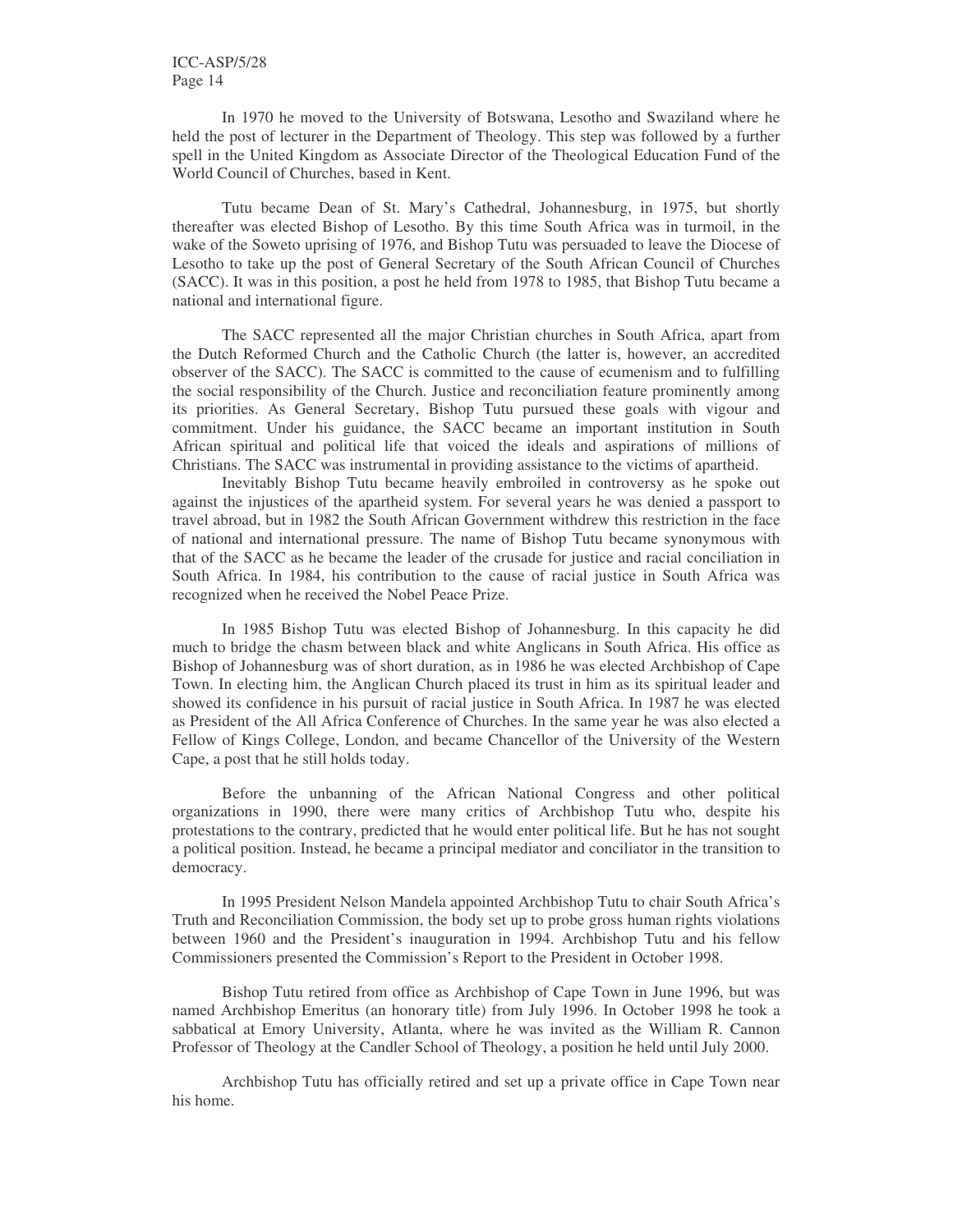In 1970 he moved to the University of Botswana, Lesotho and Swaziland where he held the post of lecturer in the Department of Theology. This step was followed by a further spell in the United Kingdom as Associate Director of the Theological Education Fund of the World Council of Churches, based in Kent.

Tutu became Dean of St. Mary's Cathedral, Johannesburg, in 1975, but shortly thereafter was elected Bishop of Lesotho. By this time South Africa was in turmoil, in the wake of the Soweto uprising of 1976, and Bishop Tutu was persuaded to leave the Diocese of Lesotho to take up the post of General Secretary of the South African Council of Churches (SACC). It was in this position, a post he held from 1978 to 1985, that Bishop Tutu became a national and international figure.

The SACC represented all the major Christian churches in South Africa, apart from the Dutch Reformed Church and the Catholic Church (the latter is, however, an accredited observer of the SACC). The SACC is committed to the cause of ecumenism and to fulfilling the social responsibility of the Church. Justice and reconciliation feature prominently among its priorities. As General Secretary, Bishop Tutu pursued these goals with vigour and commitment. Under his guidance, the SACC became an important institution in South African spiritual and political life that voiced the ideals and aspirations of millions of Christians. The SACC was instrumental in providing assistance to the victims of apartheid.

Inevitably Bishop Tutu became heavily embroiled in controversy as he spoke out against the injustices of the apartheid system. For several years he was denied a passport to travel abroad, but in 1982 the South African Government withdrew this restriction in the face of national and international pressure. The name of Bishop Tutu became synonymous with that of the SACC as he became the leader of the crusade for justice and racial conciliation in South Africa. In 1984, his contribution to the cause of racial justice in South Africa was recognized when he received the Nobel Peace Prize.

In 1985 Bishop Tutu was elected Bishop of Johannesburg. In this capacity he did much to bridge the chasm between black and white Anglicans in South Africa. His office as Bishop of Johannesburg was of short duration, as in 1986 he was elected Archbishop of Cape Town. In electing him, the Anglican Church placed its trust in him as its spiritual leader and showed its confidence in his pursuit of racial justice in South Africa. In 1987 he was elected as President of the All Africa Conference of Churches. In the same year he was also elected a Fellow of Kings College, London, and became Chancellor of the University of the Western Cape, a post that he still holds today.

Before the unbanning of the African National Congress and other political organizations in 1990, there were many critics of Archbishop Tutu who, despite his protestations to the contrary, predicted that he would enter political life. But he has not sought a political position. Instead, he became a principal mediator and conciliator in the transition to democracy.

In 1995 President Nelson Mandela appointed Archbishop Tutu to chair South Africa's Truth and Reconciliation Commission, the body set up to probe gross human rights violations between 1960 and the President's inauguration in 1994. Archbishop Tutu and his fellow Commissioners presented the Commission's Report to the President in October 1998.

Bishop Tutu retired from office as Archbishop of Cape Town in June 1996, but was named Archbishop Emeritus (an honorary title) from July 1996. In October 1998 he took a sabbatical at Emory University, Atlanta, where he was invited as the William R. Cannon Professor of Theology at the Candler School of Theology, a position he held until July 2000.

Archbishop Tutu has officially retired and set up a private office in Cape Town near his home.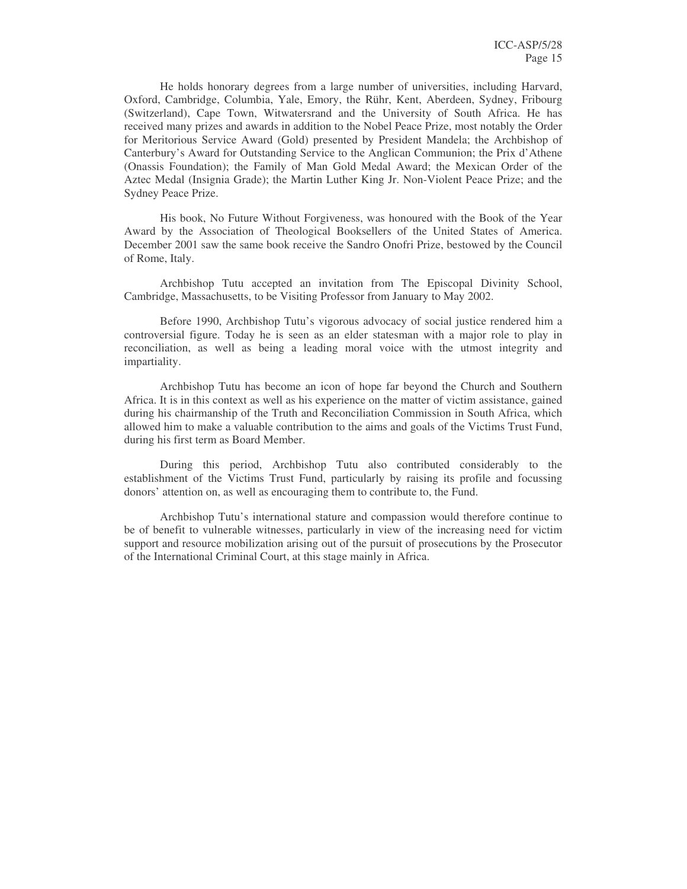He holds honorary degrees from a large number of universities, including Harvard, Oxford, Cambridge, Columbia, Yale, Emory, the Rühr, Kent, Aberdeen, Sydney, Fribourg (Switzerland), Cape Town, Witwatersrand and the University of South Africa. He has received many prizes and awards in addition to the Nobel Peace Prize, most notably the Order for Meritorious Service Award (Gold) presented by President Mandela; the Archbishop of Canterbury's Award for Outstanding Service to the Anglican Communion; the Prix d'Athene (Onassis Foundation); the Family of Man Gold Medal Award; the Mexican Order of the Aztec Medal (Insignia Grade); the Martin Luther King Jr. Non-Violent Peace Prize; and the Sydney Peace Prize.

His book, No Future Without Forgiveness, was honoured with the Book of the Year Award by the Association of Theological Booksellers of the United States of America. December 2001 saw the same book receive the Sandro Onofri Prize, bestowed by the Council of Rome, Italy.

Archbishop Tutu accepted an invitation from The Episcopal Divinity School, Cambridge, Massachusetts, to be Visiting Professor from January to May 2002.

Before 1990, Archbishop Tutu's vigorous advocacy of social justice rendered him a controversial figure. Today he is seen as an elder statesman with a major role to play in reconciliation, as well as being a leading moral voice with the utmost integrity and impartiality.

Archbishop Tutu has become an icon of hope far beyond the Church and Southern Africa. It is in this context as well as his experience on the matter of victim assistance, gained during his chairmanship of the Truth and Reconciliation Commission in South Africa, which allowed him to make a valuable contribution to the aims and goals of the Victims Trust Fund, during his first term as Board Member.

During this period, Archbishop Tutu also contributed considerably to the establishment of the Victims Trust Fund, particularly by raising its profile and focussing donors' attention on, as well as encouraging them to contribute to, the Fund.

Archbishop Tutu's international stature and compassion would therefore continue to be of benefit to vulnerable witnesses, particularly in view of the increasing need for victim support and resource mobilization arising out of the pursuit of prosecutions by the Prosecutor of the International Criminal Court, at this stage mainly in Africa.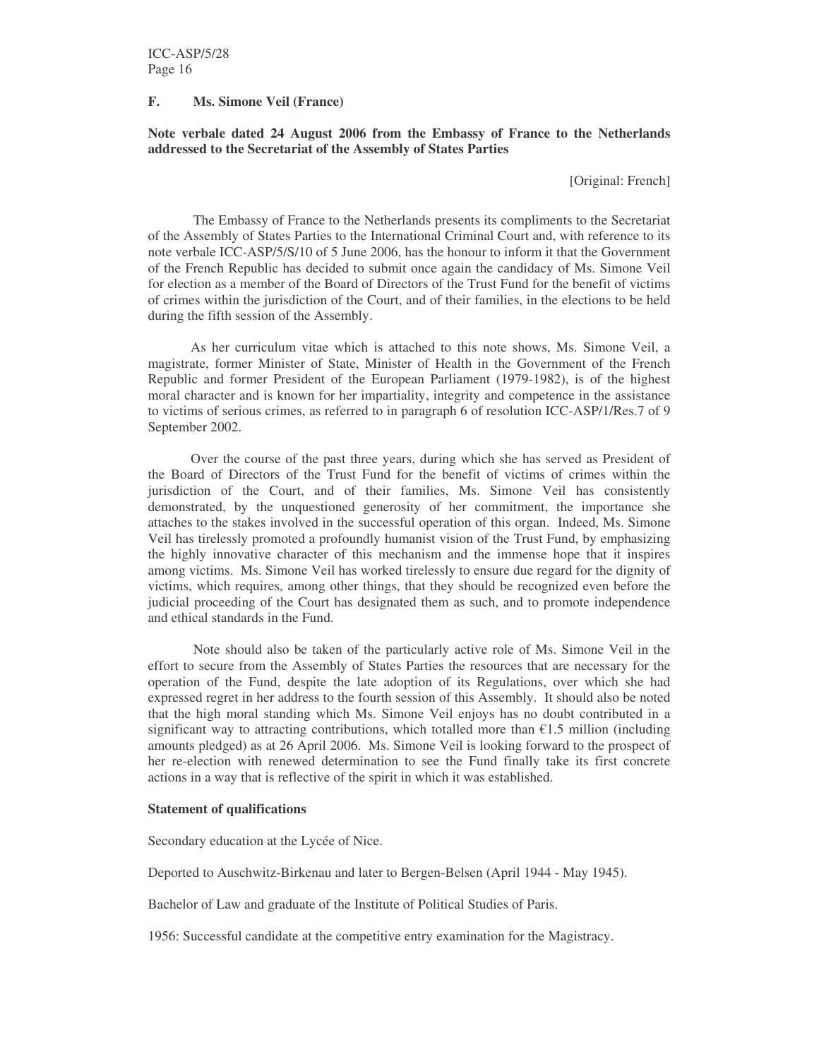### F. Ms. Simone Veil (France)

**Note verbale dated 24 August 2006 from the Embassy of France to the Netherlands addressed to the Secretariat of the Assembly of States Parties**

[Original: French]

The Embassy of France to the Netherlands presents its compliments to the Secretariat of the Assembly of States Parties to the International Criminal Court and, with reference to its note verbale ICC-ASP/5/S/10 of 5 June 2006, has the honour to inform it that the Government of the French Republic has decided to submit once again the candidacy of Ms. Simone Veil for election as a member of the Board of Directors of the Trust Fund for the benefit of victims of crimes within the jurisdiction of the Court, and of their families, in the elections to be held during the fifth session of the Assembly.

As her curriculum vitae which is attached to this note shows, Ms. Simone Veil, a magistrate, former Minister of State, Minister of Health in the Government of the French Republic and former President of the European Parliament (1979-1982), is of the highest moral character and is known for her impartiality, integrity and competence in the assistance to victims of serious crimes, as referred to in paragraph 6 of resolution ICC-ASP/1/Res.7 of 9 September 2002.

Over the course of the past three years, during which she has served as President of the Board of Directors of the Trust Fund for the benefit of victims of crimes within the jurisdiction of the Court, and of their families, Ms. Simone Veil has consistently demonstrated, by the unquestioned generosity of her commitment, the importance she attaches to the stakes involved in the successful operation of this organ. Indeed, Ms. Simone Veil has tirelessly promoted a profoundly humanist vision of the Trust Fund, by emphasizing the highly innovative character of this mechanism and the immense hope that it inspires among victims. Ms. Simone Veil has worked tirelessly to ensure due regard for the dignity of victims, which requires, among other things, that they should be recognized even before the judicial proceeding of the Court has designated them as such, and to promote independence and ethical standards in the Fund.

Note should also be taken of the particularly active role of Ms. Simone Veil in the effort to secure from the Assembly of States Parties the resources that are necessary for the operation of the Fund, despite the late adoption of its Regulations, over which she had expressed regret in her address to the fourth session of this Assembly. It should also be noted that the high moral standing which Ms. Simone Veil enjoys has no doubt contributed in a significant way to attracting contributions, which totalled more than €1.5 million (including amounts pledged) as at 26 April 2006. Ms. Simone Veil is looking forward to the prospect of her re-election with renewed determination to see the Fund finally take its first concrete actions in a way that is reflective of the spirit in which it was established.

**Statement of qualifications**

Secondary education at the Lycée of Nice.

Deported to Auschwitz-Birkenau and later to Bergen-Belsen (April 1944 - May 1945).

Bachelor of Law and graduate of the Institute of Political Studies of Paris.

1956: Successful candidate at the competitive entry examination for the Magistracy.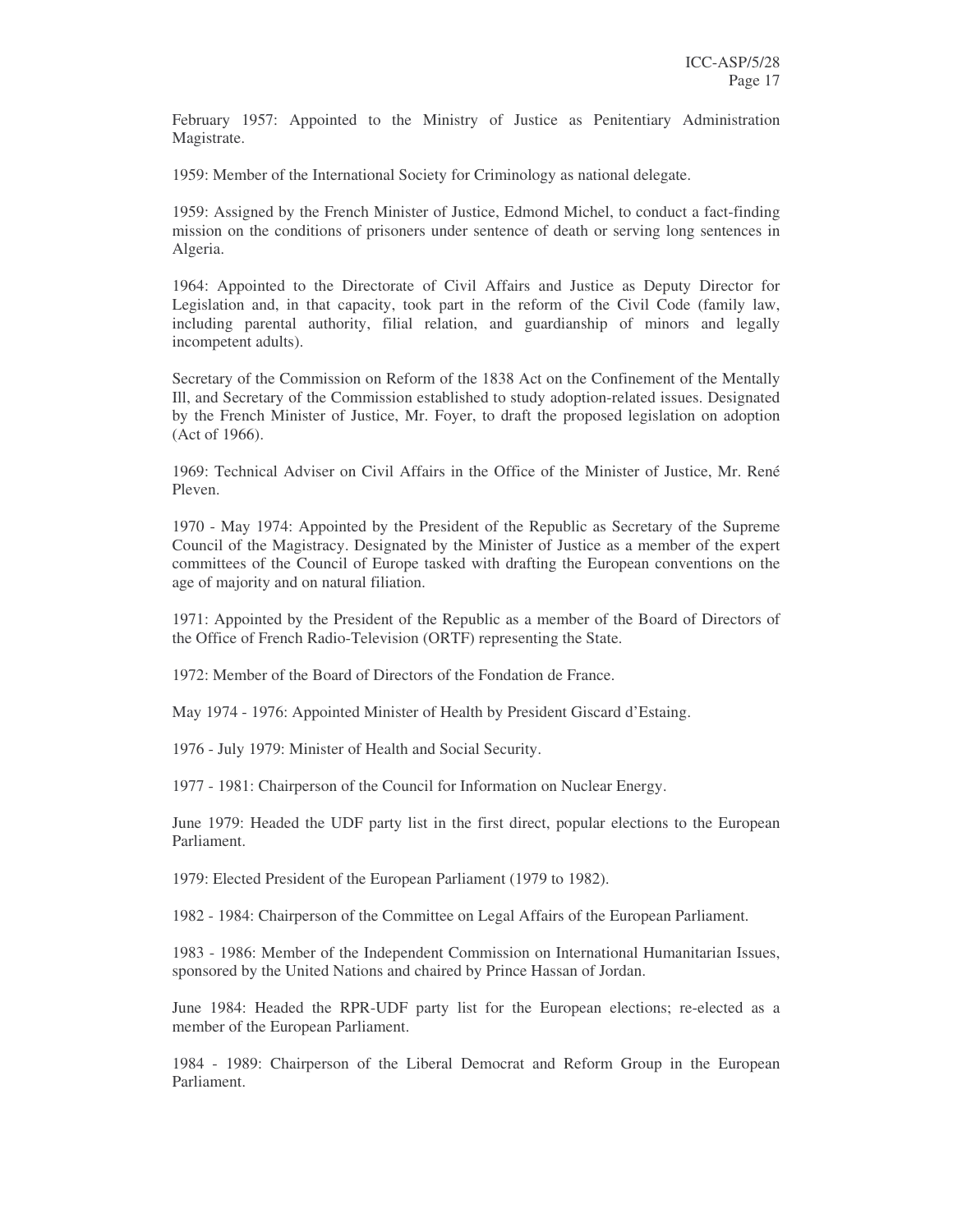February 1957: Appointed to the Ministry of Justice as Penitentiary Administration Magistrate.

1959: Member of the International Society for Criminology as national delegate.

1959: Assigned by the French Minister of Justice, Edmond Michel, to conduct a fact-finding mission on the conditions of prisoners under sentence of death or serving long sentences in Algeria.

1964: Appointed to the Directorate of Civil Affairs and Justice as Deputy Director for Legislation and, in that capacity, took part in the reform of the Civil Code (family law, including parental authority, filial relation, and guardianship of minors and legally incompetent adults).

Secretary of the Commission on Reform of the 1838 Act on the Confinement of the Mentally Ill, and Secretary of the Commission established to study adoption-related issues. Designated by the French Minister of Justice, Mr. Foyer, to draft the proposed legislation on adoption (Act of 1966).

1969: Technical Adviser on Civil Affairs in the Office of the Minister of Justice, Mr. René Pleven.

1970 - May 1974: Appointed by the President of the Republic as Secretary of the Supreme Council of the Magistracy. Designated by the Minister of Justice as a member of the expert committees of the Council of Europe tasked with drafting the European conventions on the age of majority and on natural filiation.

1971: Appointed by the President of the Republic as a member of the Board of Directors of the Office of French Radio-Television (ORTF) representing the State.

1972: Member of the Board of Directors of the Fondation de France.

May 1974 - 1976: Appointed Minister of Health by President Giscard d'Estaing.

1976 - July 1979: Minister of Health and Social Security.

1977 - 1981: Chairperson of the Council for Information on Nuclear Energy.

June 1979: Headed the UDF party list in the first direct, popular elections to the European Parliament.

1979: Elected President of the European Parliament (1979 to 1982).

1982 - 1984: Chairperson of the Committee on Legal Affairs of the European Parliament.

1983 - 1986: Member of the Independent Commission on International Humanitarian Issues, sponsored by the United Nations and chaired by Prince Hassan of Jordan.

June 1984: Headed the RPR-UDF party list for the European elections; re-elected as a member of the European Parliament.

1984 - 1989: Chairperson of the Liberal Democrat and Reform Group in the European Parliament.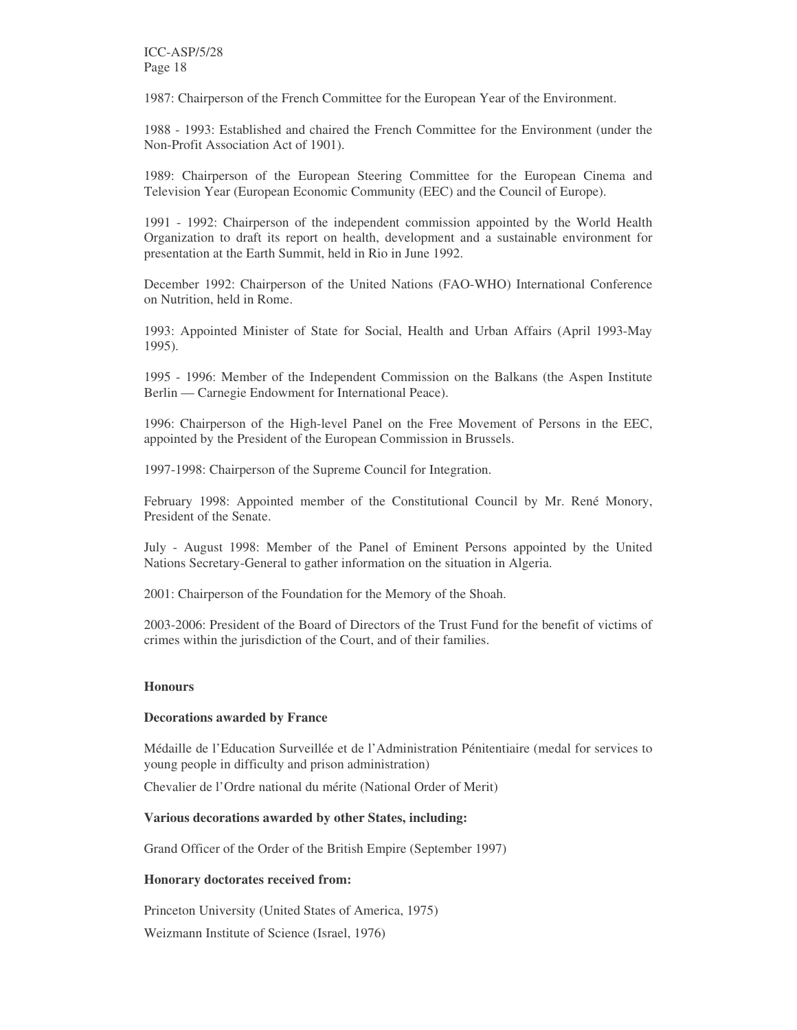1987: Chairperson of the French Committee for the European Year of the Environment.

1988 - 1993: Established and chaired the French Committee for the Environment (under the Non-Profit Association Act of 1901).

1989: Chairperson of the European Steering Committee for the European Cinema and Television Year (European Economic Community (EEC) and the Council of Europe).

1991 - 1992: Chairperson of the independent commission appointed by the World Health Organization to draft its report on health, development and a sustainable environment for presentation at the Earth Summit, held in Rio in June 1992.

December 1992: Chairperson of the United Nations (FAO-WHO) International Conference on Nutrition, held in Rome.

1993: Appointed Minister of State for Social, Health and Urban Affairs (April 1993-May 1995).

1995 - 1996: Member of the Independent Commission on the Balkans (the Aspen Institute Berlin — Carnegie Endowment for International Peace).

1996: Chairperson of the High-level Panel on the Free Movement of Persons in the EEC, appointed by the President of the European Commission in Brussels.

1997-1998: Chairperson of the Supreme Council for Integration.

February 1998: Appointed member of the Constitutional Council by Mr. René Monory, President of the Senate.

July - August 1998: Member of the Panel of Eminent Persons appointed by the United Nations Secretary-General to gather information on the situation in Algeria.

2001: Chairperson of the Foundation for the Memory of the Shoah.

2003-2006: President of the Board of Directors of the Trust Fund for the benefit of victims of crimes within the jurisdiction of the Court, and of their families.

**Honours**

**Decorations awarded by France**

Médaille de l'Education Surveillée et de l'Administration Pénitentiaire (medal for services to young people in difficulty and prison administration)

Chevalier de l'Ordre national du mérite (National Order of Merit)

**Various decorations awarded by other States, including:**

Grand Officer of the Order of the British Empire (September 1997)

**Honorary doctorates received from:**

Princeton University (United States of America, 1975)

Weizmann Institute of Science (Israel, 1976)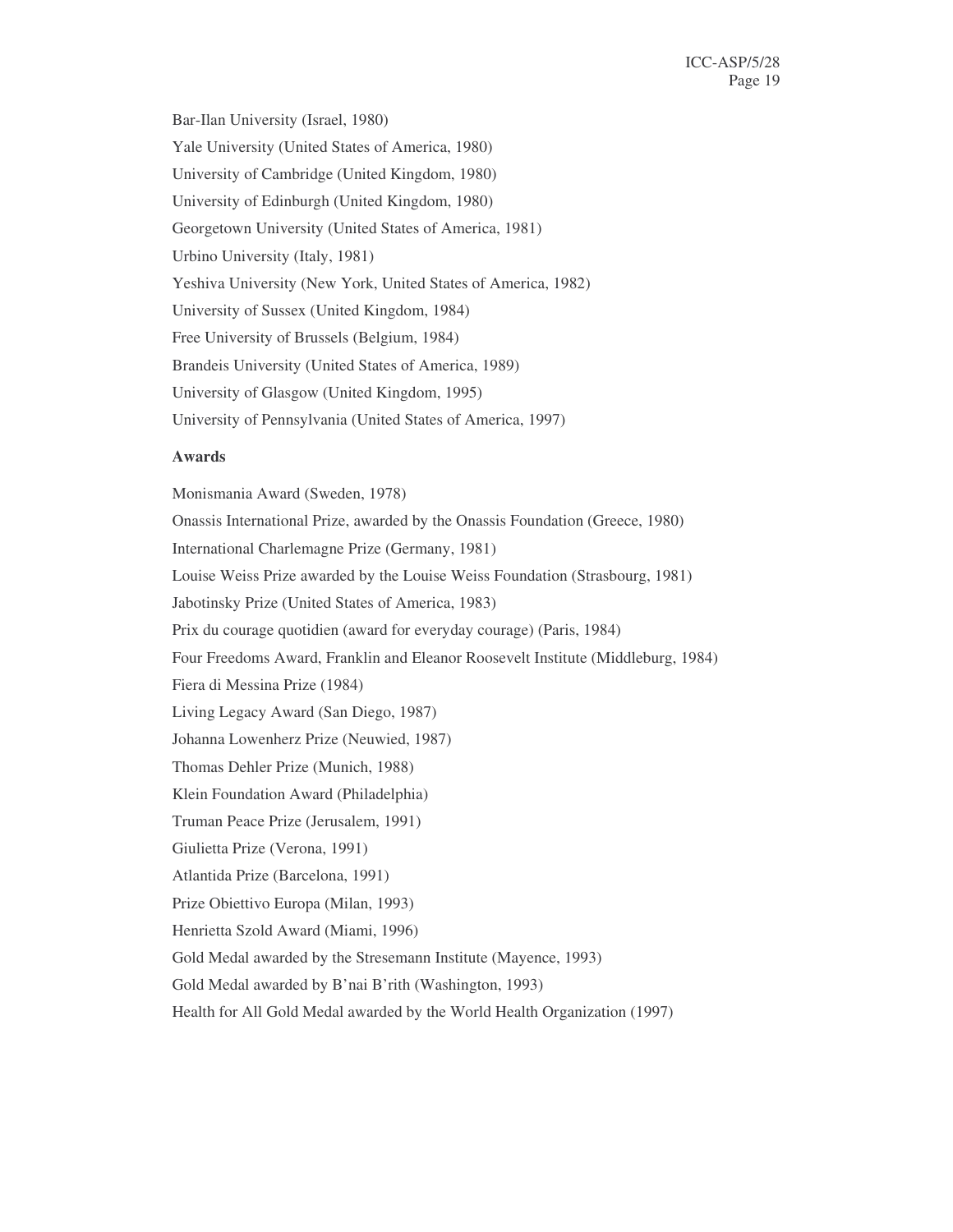Bar-Ilan University (Israel, 1980)

Yale University (United States of America, 1980)

University of Cambridge (United Kingdom, 1980)

University of Edinburgh (United Kingdom, 1980)

Georgetown University (United States of America, 1981)

Urbino University (Italy, 1981)

Yeshiva University (New York, United States of America, 1982)

University of Sussex (United Kingdom, 1984)

Free University of Brussels (Belgium, 1984)

Brandeis University (United States of America, 1989)

University of Glasgow (United Kingdom, 1995)

University of Pennsylvania (United States of America, 1997)

**Awards**

Monismania Award (Sweden, 1978)

Onassis International Prize, awarded by the Onassis Foundation (Greece, 1980)

International Charlemagne Prize (Germany, 1981)

Louise Weiss Prize awarded by the Louise Weiss Foundation (Strasbourg, 1981)

Jabotinsky Prize (United States of America, 1983)

Prix du courage quotidien (award for everyday courage) (Paris, 1984)

Four Freedoms Award, Franklin and Eleanor Roosevelt Institute (Middleburg, 1984)

Fiera di Messina Prize (1984)

Living Legacy Award (San Diego, 1987)

Johanna Lowenherz Prize (Neuwied, 1987)

Thomas Dehler Prize (Munich, 1988)

Klein Foundation Award (Philadelphia)

Truman Peace Prize (Jerusalem, 1991)

Giulietta Prize (Verona, 1991)

Atlantida Prize (Barcelona, 1991)

Prize Obiettivo Europa (Milan, 1993)

Henrietta Szold Award (Miami, 1996)

Gold Medal awarded by the Stresemann Institute (Mayence, 1993)

Gold Medal awarded by B'nai B'rith (Washington, 1993)

Health for All Gold Medal awarded by the World Health Organization (1997)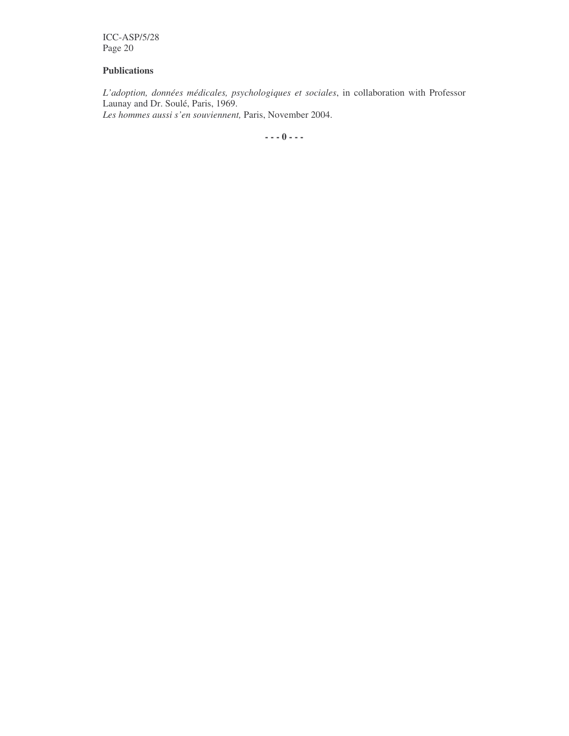**Publications**

*L'adoption, données médicales, psychologiques et sociales*, in collaboration with Professor Launay and Dr. Soulé, Paris, 1969.
*Les hommes aussi s'en souviennent,* Paris, November 2004.

**- - - 0 - - -**